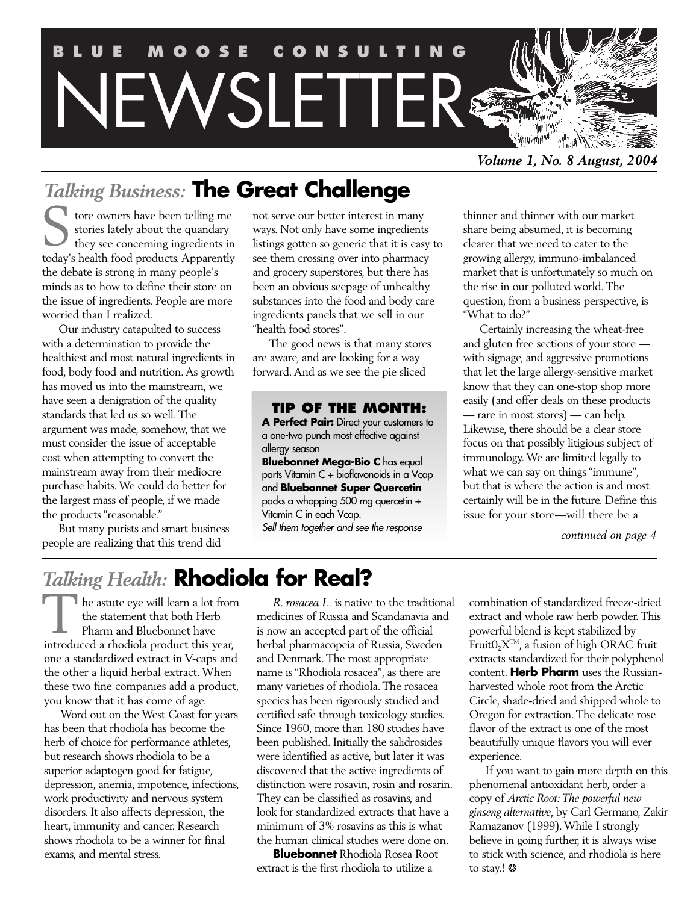# BLUE MOOSE CONSULTING NEWSLETTER

*Volume 1, No. 8 August, 2004*

## *Talking Business:* The Great Challenge

Store owners have been telling me stories lately about the quandary they see concerning ingredients in today's health food products. Apparently the debate is strong in many people's minds as to how to define their store on the issue of ingredients. People are more worried than I realized.

Our industry catapulted to success with a determination to provide the healthiest and most natural ingredients in food, body food and nutrition. As growth has moved us into the mainstream, we have seen a denigration of the quality standards that led us so well. The argument was made, somehow, that we must consider the issue of acceptable cost when attempting to convert the mainstream away from their mediocre purchase habits. We could do better for the largest mass of people, if we made the products "reasonable."

But many purists and smart business people are realizing that this trend did not serve our better interest in many ways. Not only have some ingredients listings gotten so generic that it is easy to see them crossing over into pharmacy and grocery superstores, but there has been an obvious seepage of unhealthy substances into the food and body care ingredients panels that we sell in our "health food stores".

The good news is that many stores are aware, and are looking for a way forward. And as we see the pie sliced thinner and thinner with our market share being absumed, it is becoming clearer that we need to cater to the growing allergy, immuno-imbalanced market that is unfortunately so much on the rise in our polluted world. The question, from a business perspective, is "What to do?"

Certainly increasing the wheat-free and gluten free sections of your store — with signage, and aggressive promotions that let the large allergy-sensitive market know that they can one-stop shop more easily (and offer deals on these products — rare in most stores) — can help. Likewise, there should be a clear store focus on that possibly litigious subject of immunology. We are limited legally to what we can say on things "immune", but that is where the action is and most certainly will be in the future. Define this issue for your store—will there be a

*continued on page 4*

### TIP OF THE MONTH:

**A Perfect Pair:** Direct your customers to a one-two punch most effective against allergy season

**Bluebonnet Mega-Bio C** has equal parts Vitamin C + bioflavonoids in a Vcap and **Bluebonnet Super Quercetin** packs a whopping 500 mg quercetin + Vitamin C in each Vcap.

*Sell them together and see the response*

## *Talking Health:* Rhodiola for Real?

The astute eye will learn a lot from the statement that both Herb Pharm and Bluebonnet have introduced a rhodiola product this year, one a standardized extract in V-caps and the other a liquid herbal extract. When these two fine companies add a product, you know that it has come of age.

Word out on the West Coast for years has been that rhodiola has become the herb of choice for performance athletes, but research shows rhodiola to be a superior adaptogen good for fatigue, depression, anemia, impotence, infections, work productivity and nervous system disorders. It also affects depression, the heart, immunity and cancer. Research shows rhodiola to be a winner for final exams, and mental stress.

*R. rosacea L.* is native to the traditional medicines of Russia and Scandanavia and is now an accepted part of the official herbal pharmacopeia of Russia, Sweden and Denmark. The most appropriate name is "Rhodiola rosacea", as there are many varieties of rhodiola. The rosacea species has been rigorously studied and certified safe through toxicology studies. Since 1960, more than 180 studies have been published. Initially the salidrosides were identified as active, but later it was discovered that the active ingredients of distinction were rosavin, rosin and rosarin. They can be classified as rosavins, and look for standardized extracts that have a minimum of 3% rosavins as this is what the human clinical studies were done on.

**Bluebonnet** Rhodiola Rosea Root extract is the first rhodiola to utilize a combination of standardized freeze-dried extract and whole raw herb powder. This powerful blend is kept stabilized by Fruit$0_2$X™, a fusion of high ORAC fruit extracts standardized for their polyphenol content. **Herb Pharm** uses the Russian-harvested whole root from the Arctic Circle, shade-dried and shipped whole to Oregon for extraction. The delicate rose flavor of the extract is one of the most beautifully unique flavors you will ever experience.

If you want to gain more depth on this phenomenal antioxidant herb, order a copy of *Arctic Root: The powerful new ginseng alternative*, by Carl Germano, Zakir Ramazanov (1999). While I strongly believe in going further, it is always wise to stick with science, and rhodiola is here to stay.! ❂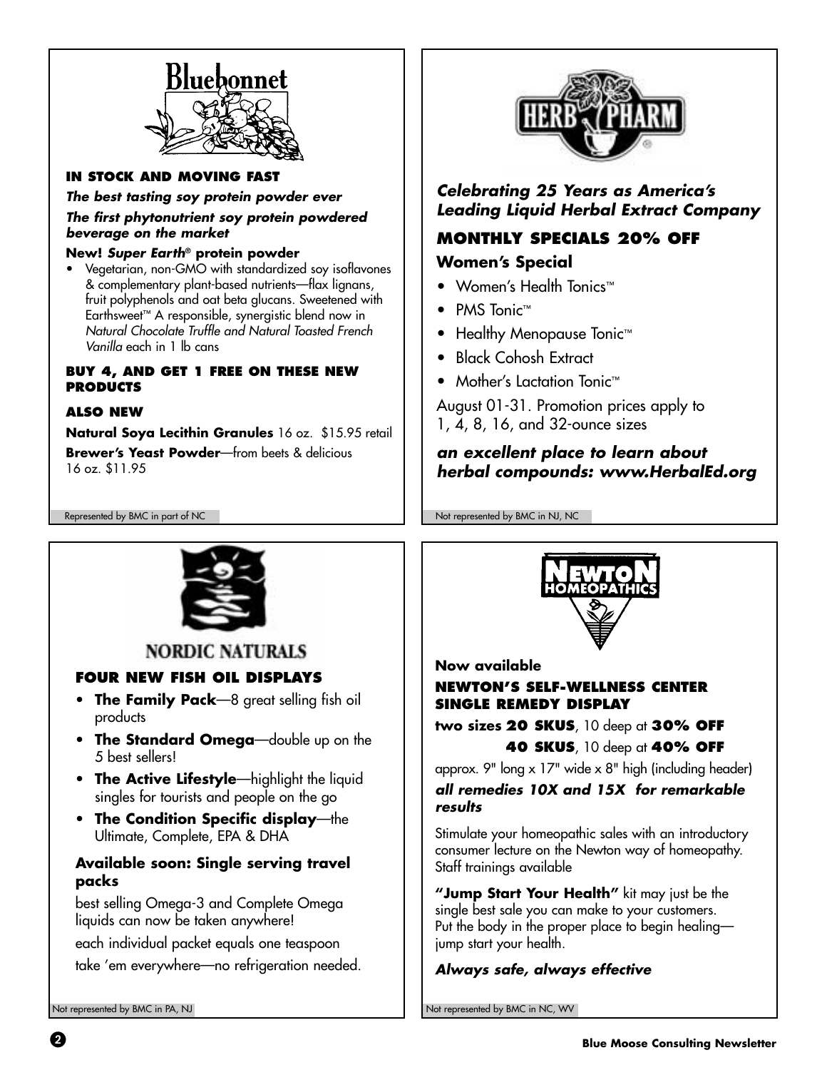## Bluebonnet

**IN STOCK AND MOVING FAST**

***The best tasting soy protein powder ever***

***The first phytonutrient soy protein powdered beverage on the market***

**New! *Super Earth*® protein powder**

- Vegetarian, non-GMO with standardized soy isoflavones & complementary plant-based nutrients—flax lignans, fruit polyphenols and oat beta glucans. Sweetened with Earthsweet™ A responsible, synergistic blend now in *Natural Chocolate Truffle and Natural Toasted French Vanilla* each in 1 lb cans

**BUY 4, AND GET 1 FREE ON THESE NEW PRODUCTS**

**ALSO NEW**

**Natural Soya Lecithin Granules** 16 oz. $15.95 retail

**Brewer's Yeast Powder**—from beets & delicious 16 oz. $11.95

Represented by BMC in part of NC

## HERB PHARM

***Celebrating 25 Years as America's Leading Liquid Herbal Extract Company***

**MONTHLY SPECIALS 20% OFF**

**Women's Special**

- Women's Health Tonics™
- PMS Tonic™
- Healthy Menopause Tonic™
- Black Cohosh Extract
- Mother's Lactation Tonic™

August 01-31. Promotion prices apply to 1, 4, 8, 16, and 32-ounce sizes

***an excellent place to learn about herbal compounds: www.HerbalEd.org***

Not represented by BMC in NJ, NC

## NORDIC NATURALS

**FOUR NEW FISH OIL DISPLAYS**

- **The Family Pack**—8 great selling fish oil products
- **The Standard Omega**—double up on the 5 best sellers!
- **The Active Lifestyle**—highlight the liquid singles for tourists and people on the go
- **The Condition Specific display**—the Ultimate, Complete, EPA & DHA

**Available soon: Single serving travel packs**

best selling Omega-3 and Complete Omega liquids can now be taken anywhere!

each individual packet equals one teaspoon

take 'em everywhere—no refrigeration needed.

Not represented by BMC in PA, NJ

## NEWTON HOMEOPATHICS

**Now available**

**NEWTON'S SELF-WELLNESS CENTER SINGLE REMEDY DISPLAY**

**two sizes 20 SKUS**, 10 deep at **30% OFF**

**40 SKUS**, 10 deep at **40% OFF**

approx. 9" long x 17" wide x 8" high (including header)

***all remedies 10X and 15X for remarkable results***

Stimulate your homeopathic sales with an introductory consumer lecture on the Newton way of homeopathy. Staff trainings available

**"Jump Start Your Health"** kit may just be the single best sale you can make to your customers. Put the body in the proper place to begin healing—jump start your health.

***Always safe, always effective***

Not represented by BMC in NC, WV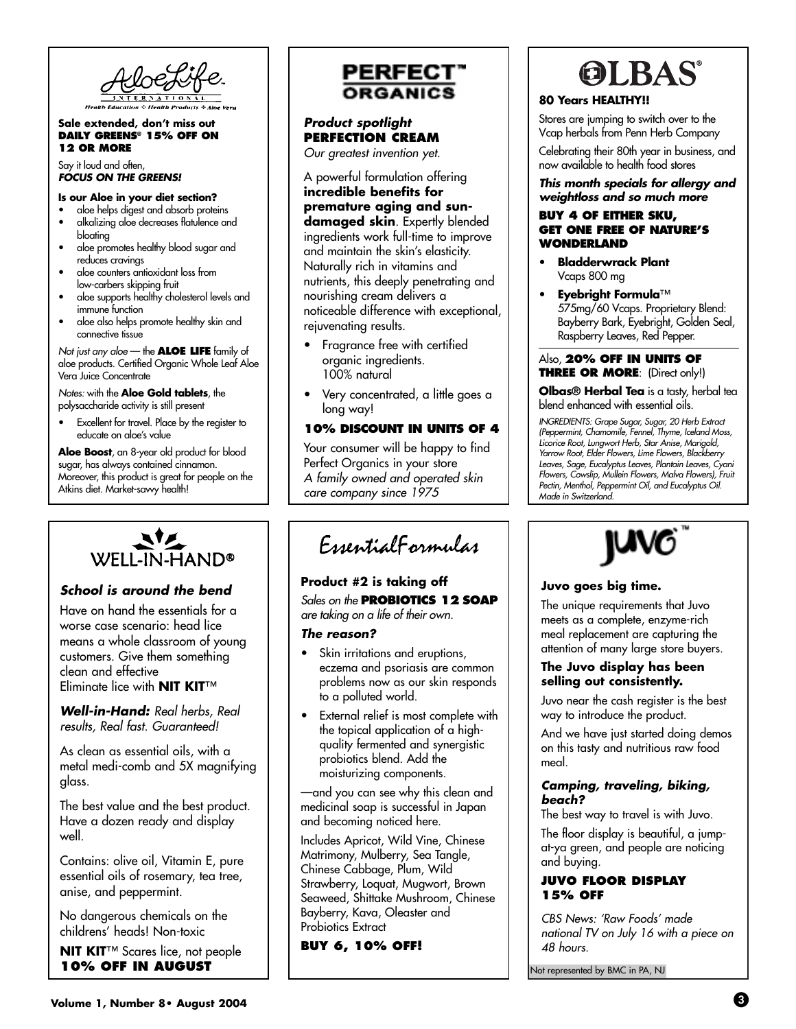## AloeLife

INTERNATIONAL

Health Education ❖ Health Products ❖ Aloe Vera

**Sale extended, don't miss out DAILY GREENS® 15% OFF ON 12 OR MORE**

Say it loud and often,
***FOCUS ON THE GREENS!***

**Is our Aloe in your diet section?**

- aloe helps digest and absorb proteins
- alkalizing aloe decreases flatulence and bloating
- aloe promotes healthy blood sugar and reduces cravings
- aloe counters antioxidant loss from low-carbers skipping fruit
- aloe supports healthy cholesterol levels and immune function
- aloe also helps promote healthy skin and connective tissue

*Not just any aloe* — the **ALOE LIFE** family of aloe products. Certified Organic Whole Leaf Aloe Vera Juice Concentrate

*Notes:* with the **Aloe Gold tablets**, the polysaccharide activity is still present

- Excellent for travel. Place by the register to educate on aloe's value

**Aloe Boost**, an 8-year old product for blood sugar, has always contained cinnamon. Moreover, this product is great for people on the Atkins diet. Market-savvy health!

## PERFECT™ ORGANICS

***Product spotlight***
**PERFECTION CREAM**
*Our greatest invention yet.*

A powerful formulation offering **incredible benefits for premature aging and sun-damaged skin**. Expertly blended ingredients work full-time to improve and maintain the skin's elasticity. Naturally rich in vitamins and nutrients, this deeply penetrating and nourishing cream delivers a noticeable difference with exceptional, rejuvenating results.

- Fragrance free with certified organic ingredients. 100% natural
- Very concentrated, a little goes a long way!

**10% DISCOUNT IN UNITS OF 4**

Your consumer will be happy to find Perfect Organics in your store
*A family owned and operated skin care company since 1975*

## OLBAS®

**80 Years HEALTHY!!**

Stores are jumping to switch over to the Vcap herbals from Penn Herb Company

Celebrating their 80th year in business, and now available to health food stores

***This month specials for allergy and weightloss and so much more***

**BUY 4 OF EITHER SKU, GET ONE FREE OF NATURE'S WONDERLAND**

- **Bladderwrack Plant**
  Vcaps 800 mg
- **Eyebright Formula**™
  575mg/60 Vcaps. Proprietary Blend: Bayberry Bark, Eyebright, Golden Seal, Raspberry Leaves, Red Pepper.

Also, **20% OFF IN UNITS OF THREE OR MORE**: (Direct only!)

**Olbas® Herbal Tea** is a tasty, herbal tea blend enhanced with essential oils.

*INGREDIENTS: Grape Sugar, Sugar, 20 Herb Extract (Peppermint, Chamomile, Fennel, Thyme, Iceland Moss, Licorice Root, Lungwort Herb, Star Anise, Marigold, Yarrow Root, Elder Flowers, Lime Flowers, Blackberry Leaves, Sage, Eucalyptus Leaves, Plantain Leaves, Cyani Flowers, Cowslip, Mullein Flowers, Malva Flowers), Fruit Pectin, Menthol, Peppermint Oil, and Eucalyptus Oil. Made in Switzerland.*

## WELL-IN-HAND®

***School is around the bend***

Have on hand the essentials for a worse case scenario: head lice means a whole classroom of young customers. Give them something clean and effective
Eliminate lice with **NIT KIT**™

***Well-in-Hand:*** *Real herbs, Real results, Real fast. Guaranteed!*

As clean as essential oils, with a metal medi-comb and 5X magnifying glass.

The best value and the best product. Have a dozen ready and display well.

Contains: olive oil, Vitamin E, pure essential oils of rosemary, tea tree, anise, and peppermint.

No dangerous chemicals on the childrens' heads! Non-toxic

**NIT KIT**™ Scares lice, not people
**10% OFF IN AUGUST**

## EssentialFormulas

**Product #2 is taking off**

*Sales on the* **PROBIOTICS 12 SOAP** *are taking on a life of their own.*

***The reason?***

- Skin irritations and eruptions, eczema and psoriasis are common problems now as our skin responds to a polluted world.
- External relief is most complete with the topical application of a high-quality fermented and synergistic probiotics blend. Add the moisturizing components.

—and you can see why this clean and medicinal soap is successful in Japan and becoming noticed here.

Includes Apricot, Wild Vine, Chinese Matrimony, Mulberry, Sea Tangle, Chinese Cabbage, Plum, Wild Strawberry, Loquat, Mugwort, Brown Seaweed, Shittake Mushroom, Chinese Bayberry, Kava, Oleaster and Probiotics Extract

**BUY 6, 10% OFF!**

## JUVO™

**Juvo goes big time.**

The unique requirements that Juvo meets as a complete, enzyme-rich meal replacement are capturing the attention of many large store buyers.

**The Juvo display has been selling out consistently.**

Juvo near the cash register is the best way to introduce the product.

And we have just started doing demos on this tasty and nutritious raw food meal.

***Camping, traveling, biking, beach?***
The best way to travel is with Juvo.

The floor display is beautiful, a jump-at-ya green, and people are noticing and buying.

**JUVO FLOOR DISPLAY 15% OFF**

*CBS News: 'Raw Foods' made national TV on July 16 with a piece on 48 hours.*

Not represented by BMC in PA, NJ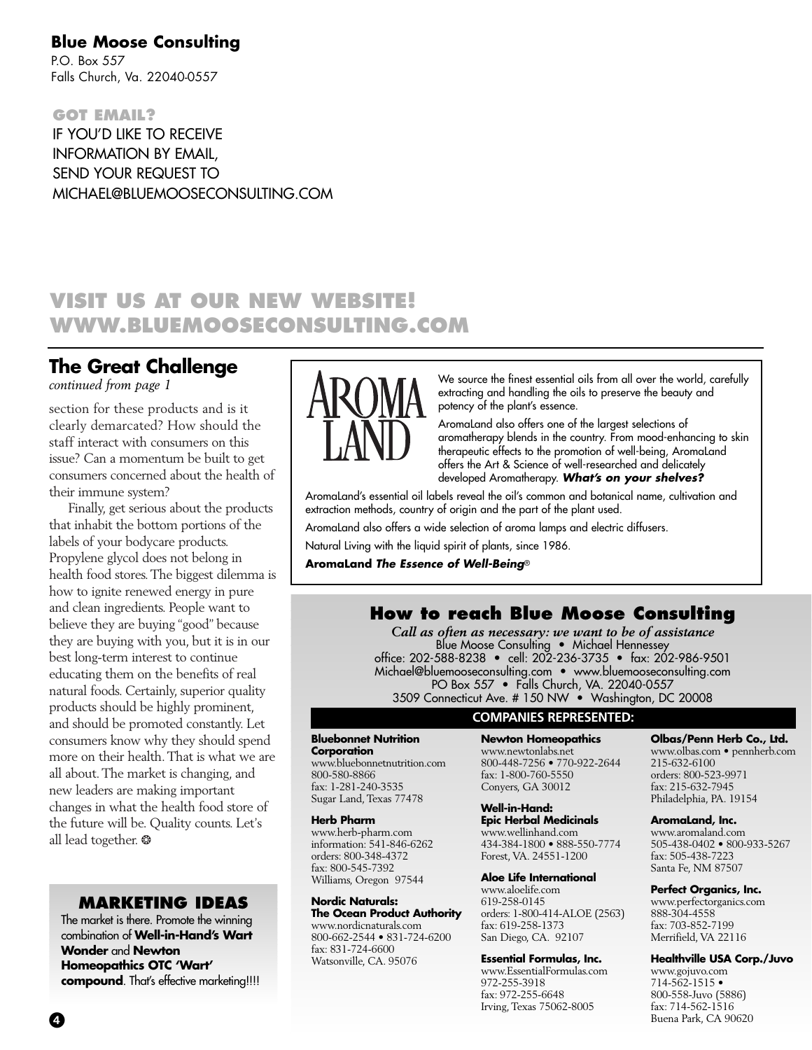**Blue Moose Consulting**
P.O. Box 557
Falls Church, Va. 22040-0557

**GOT EMAIL?**
IF YOU'D LIKE TO RECEIVE INFORMATION BY EMAIL, SEND YOUR REQUEST TO MICHAEL@BLUEMOOSECONSULTING.COM

## VISIT US AT OUR NEW WEBSITE! WWW.BLUEMOOSECONSULTING.COM

## The Great Challenge

*continued from page 1*

section for these products and is it clearly demarcated? How should the staff interact with consumers on this issue? Can a momentum be built to get consumers concerned about the health of their immune system?

Finally, get serious about the products that inhabit the bottom portions of the labels of your bodycare products. Propylene glycol does not belong in health food stores. The biggest dilemma is how to ignite renewed energy in pure and clean ingredients. People want to believe they are buying "good" because they are buying with you, but it is in our best long-term interest to continue educating them on the benefits of real natural foods. Certainly, superior quality products should be highly prominent, and should be promoted constantly. Let consumers know why they should spend more on their health. That is what we are all about. The market is changing, and new leaders are making important changes in what the health food store of the future will be. Quality counts. Let's all lead together. ❂

### MARKETING IDEAS

The market is there. Promote the winning combination of **Well-in-Hand's Wart Wonder** and **Newton Homeopathics OTC 'Wart' compound**. That's effective marketing!!!!

---

AROMA LAND

We source the finest essential oils from all over the world, carefully extracting and handling the oils to preserve the beauty and potency of the plant's essence.

AromaLand also offers one of the largest selections of aromatherapy blends in the country. From mood-enhancing to skin therapeutic effects to the promotion of well-being, AromaLand offers the Art & Science of well-researched and delicately developed Aromatherapy. ***What's on your shelves?***

AromaLand's essential oil labels reveal the oil's common and botanical name, cultivation and extraction methods, country of origin and the part of the plant used.

AromaLand also offers a wide selection of aroma lamps and electric diffusers.

Natural Living with the liquid spirit of plants, since 1986.

**AromaLand *The Essence of Well-Being*®**

---

## How to reach Blue Moose Consulting

*Call as often as necessary: we want to be of assistance*
Blue Moose Consulting • Michael Hennessey
office: 202-588-8238 • cell: 202-236-3735 • fax: 202-986-9501
Michael@bluemooseconsulting.com • www.bluemooseconsulting.com
PO Box 557 • Falls Church, VA. 22040-0557
3509 Connecticut Ave. # 150 NW • Washington, DC 20008

### COMPANIES REPRESENTED:

**Bluebonnet Nutrition Corporation**
www.bluebonnetnutrition.com
800-580-8866
fax: 1-281-240-3535
Sugar Land, Texas 77478

**Herb Pharm**
www.herb-pharm.com
information: 541-846-6262
orders: 800-348-4372
fax: 800-545-7392
Williams, Oregon 97544

**Nordic Naturals: The Ocean Product Authority**
www.nordicnaturals.com
800-662-2544 • 831-724-6200
fax: 831-724-6600
Watsonville, CA. 95076

**Newton Homeopathics**
www.newtonlabs.net
800-448-7256 • 770-922-2644
fax: 1-800-760-5550
Conyers, GA 30012

**Well-in-Hand: Epic Herbal Medicinals**
www.wellinhand.com
434-384-1800 • 888-550-7774
Forest, VA. 24551-1200

**Aloe Life International**
www.aloelife.com
619-258-0145
orders: 1-800-414-ALOE (2563)
fax: 619-258-1373
San Diego, CA. 92107

**Essential Formulas, Inc.**
www.EssentialFormulas.com
972-255-3918
fax: 972-255-6648
Irving, Texas 75062-8005

**Olbas/Penn Herb Co., Ltd.**
www.olbas.com • pennherb.com
215-632-6100
orders: 800-523-9971
fax: 215-632-7945
Philadelphia, PA. 19154

**AromaLand, Inc.**
www.aromaland.com
505-438-0402 • 800-933-5267
fax: 505-438-7223
Santa Fe, NM 87507

**Perfect Organics, Inc.**
www.perfectorganics.com
888-304-4558
fax: 703-852-7199
Merrifield, VA 22116

**Healthville USA Corp./Juvo**
www.gojuvo.com
714-562-1515 •
800-558-Juvo (5886)
fax: 714-562-1516
Buena Park, CA 90620